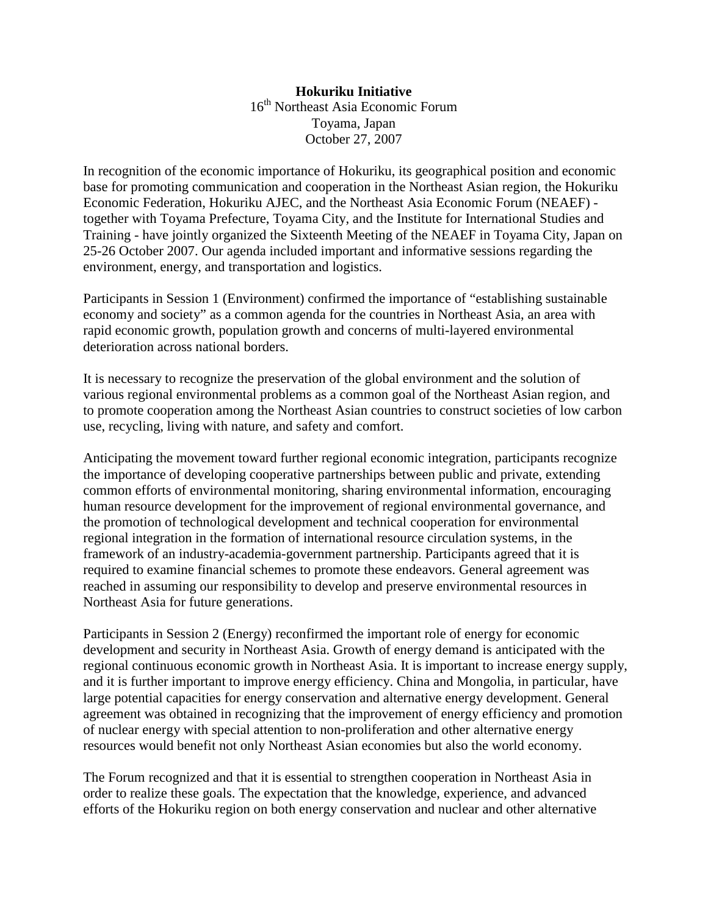**Hokuriku Initiative**
16th Northeast Asia Economic Forum
Toyama, Japan
October 27, 2007

In recognition of the economic importance of Hokuriku, its geographical position and economic base for promoting communication and cooperation in the Northeast Asian region, the Hokuriku Economic Federation, Hokuriku AJEC, and the Northeast Asia Economic Forum (NEAEF) - together with Toyama Prefecture, Toyama City, and the Institute for International Studies and Training - have jointly organized the Sixteenth Meeting of the NEAEF in Toyama City, Japan on 25-26 October 2007. Our agenda included important and informative sessions regarding the environment, energy, and transportation and logistics.

Participants in Session 1 (Environment) confirmed the importance of "establishing sustainable economy and society" as a common agenda for the countries in Northeast Asia, an area with rapid economic growth, population growth and concerns of multi-layered environmental deterioration across national borders.

It is necessary to recognize the preservation of the global environment and the solution of various regional environmental problems as a common goal of the Northeast Asian region, and to promote cooperation among the Northeast Asian countries to construct societies of low carbon use, recycling, living with nature, and safety and comfort.

Anticipating the movement toward further regional economic integration, participants recognize the importance of developing cooperative partnerships between public and private, extending common efforts of environmental monitoring, sharing environmental information, encouraging human resource development for the improvement of regional environmental governance, and the promotion of technological development and technical cooperation for environmental regional integration in the formation of international resource circulation systems, in the framework of an industry-academia-government partnership. Participants agreed that it is required to examine financial schemes to promote these endeavors. General agreement was reached in assuming our responsibility to develop and preserve environmental resources in Northeast Asia for future generations.

Participants in Session 2 (Energy) reconfirmed the important role of energy for economic development and security in Northeast Asia. Growth of energy demand is anticipated with the regional continuous economic growth in Northeast Asia. It is important to increase energy supply, and it is further important to improve energy efficiency. China and Mongolia, in particular, have large potential capacities for energy conservation and alternative energy development. General agreement was obtained in recognizing that the improvement of energy efficiency and promotion of nuclear energy with special attention to non-proliferation and other alternative energy resources would benefit not only Northeast Asian economies but also the world economy.

The Forum recognized and that it is essential to strengthen cooperation in Northeast Asia in order to realize these goals. The expectation that the knowledge, experience, and advanced efforts of the Hokuriku region on both energy conservation and nuclear and other alternative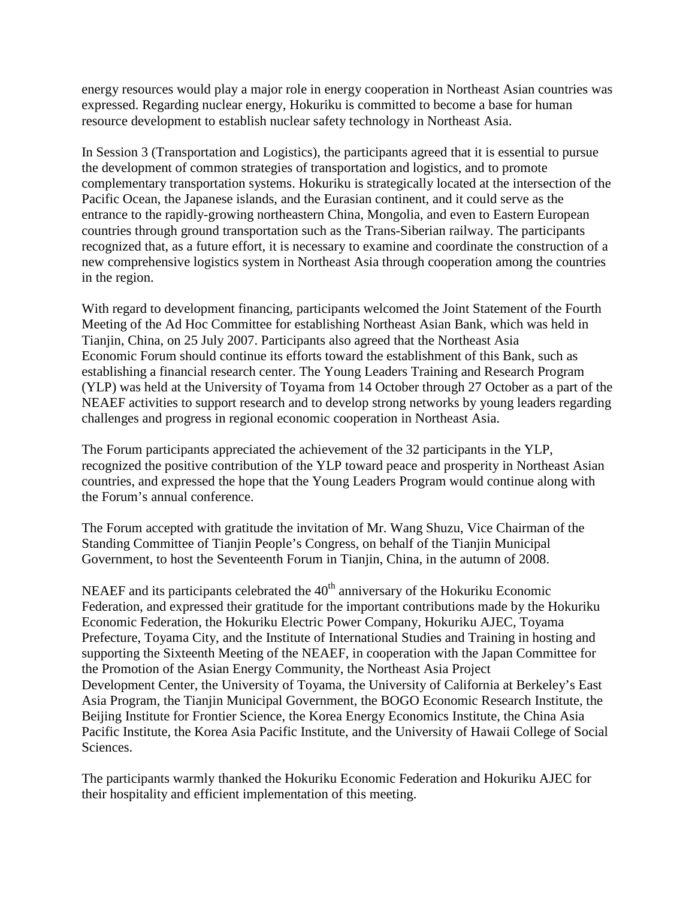energy resources would play a major role in energy cooperation in Northeast Asian countries was expressed. Regarding nuclear energy, Hokuriku is committed to become a base for human resource development to establish nuclear safety technology in Northeast Asia.

In Session 3 (Transportation and Logistics), the participants agreed that it is essential to pursue the development of common strategies of transportation and logistics, and to promote complementary transportation systems. Hokuriku is strategically located at the intersection of the Pacific Ocean, the Japanese islands, and the Eurasian continent, and it could serve as the entrance to the rapidly-growing northeastern China, Mongolia, and even to Eastern European countries through ground transportation such as the Trans-Siberian railway. The participants recognized that, as a future effort, it is necessary to examine and coordinate the construction of a new comprehensive logistics system in Northeast Asia through cooperation among the countries in the region.

With regard to development financing, participants welcomed the Joint Statement of the Fourth Meeting of the Ad Hoc Committee for establishing Northeast Asian Bank, which was held in Tianjin, China, on 25 July 2007. Participants also agreed that the Northeast Asia Economic Forum should continue its efforts toward the establishment of this Bank, such as establishing a financial research center. The Young Leaders Training and Research Program (YLP) was held at the University of Toyama from 14 October through 27 October as a part of the NEAEF activities to support research and to develop strong networks by young leaders regarding challenges and progress in regional economic cooperation in Northeast Asia.

The Forum participants appreciated the achievement of the 32 participants in the YLP, recognized the positive contribution of the YLP toward peace and prosperity in Northeast Asian countries, and expressed the hope that the Young Leaders Program would continue along with the Forum's annual conference.

The Forum accepted with gratitude the invitation of Mr. Wang Shuzu, Vice Chairman of the Standing Committee of Tianjin People's Congress, on behalf of the Tianjin Municipal Government, to host the Seventeenth Forum in Tianjin, China, in the autumn of 2008.

NEAEF and its participants celebrated the 40th anniversary of the Hokuriku Economic Federation, and expressed their gratitude for the important contributions made by the Hokuriku Economic Federation, the Hokuriku Electric Power Company, Hokuriku AJEC, Toyama Prefecture, Toyama City, and the Institute of International Studies and Training in hosting and supporting the Sixteenth Meeting of the NEAEF, in cooperation with the Japan Committee for the Promotion of the Asian Energy Community, the Northeast Asia Project Development Center, the University of Toyama, the University of California at Berkeley's East Asia Program, the Tianjin Municipal Government, the BOGO Economic Research Institute, the Beijing Institute for Frontier Science, the Korea Energy Economics Institute, the China Asia Pacific Institute, the Korea Asia Pacific Institute, and the University of Hawaii College of Social Sciences.

The participants warmly thanked the Hokuriku Economic Federation and Hokuriku AJEC for their hospitality and efficient implementation of this meeting.